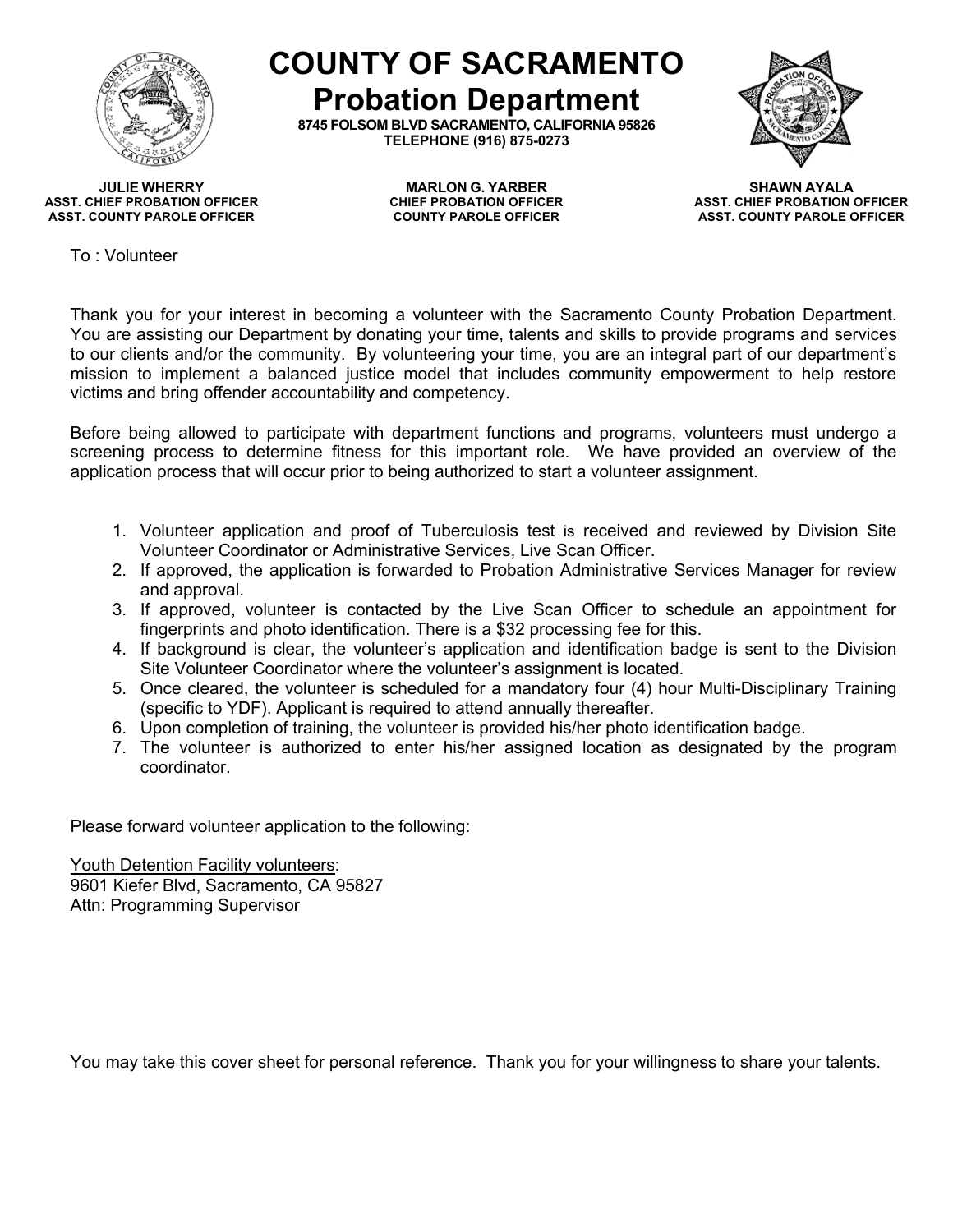# COUNTY OF SACRAMENTO
## Probation Department

**8745 FOLSOM BLVD SACRAMENTO, CALIFORNIA 95826**
**TELEPHONE (916) 875-0273**

**JULIE WHERRY**
**ASST. CHIEF PROBATION OFFICER**
**ASST. COUNTY PAROLE OFFICER**

**MARLON G. YARBER**
**CHIEF PROBATION OFFICER**
**COUNTY PAROLE OFFICER**

**SHAWN AYALA**
**ASST. CHIEF PROBATION OFFICER**
**ASST. COUNTY PAROLE OFFICER**

To : Volunteer

Thank you for your interest in becoming a volunteer with the Sacramento County Probation Department. You are assisting our Department by donating your time, talents and skills to provide programs and services to our clients and/or the community. By volunteering your time, you are an integral part of our department's mission to implement a balanced justice model that includes community empowerment to help restore victims and bring offender accountability and competency.

Before being allowed to participate with department functions and programs, volunteers must undergo a screening process to determine fitness for this important role. We have provided an overview of the application process that will occur prior to being authorized to start a volunteer assignment.

1. Volunteer application and proof of Tuberculosis test is received and reviewed by Division Site Volunteer Coordinator or Administrative Services, Live Scan Officer.
2. If approved, the application is forwarded to Probation Administrative Services Manager for review and approval.
3. If approved, volunteer is contacted by the Live Scan Officer to schedule an appointment for fingerprints and photo identification. There is a $32 processing fee for this.
4. If background is clear, the volunteer's application and identification badge is sent to the Division Site Volunteer Coordinator where the volunteer's assignment is located.
5. Once cleared, the volunteer is scheduled for a mandatory four (4) hour Multi-Disciplinary Training (specific to YDF). Applicant is required to attend annually thereafter.
6. Upon completion of training, the volunteer is provided his/her photo identification badge.
7. The volunteer is authorized to enter his/her assigned location as designated by the program coordinator.

Please forward volunteer application to the following:

Youth Detention Facility volunteers:
9601 Kiefer Blvd, Sacramento, CA 95827
Attn: Programming Supervisor

You may take this cover sheet for personal reference. Thank you for your willingness to share your talents.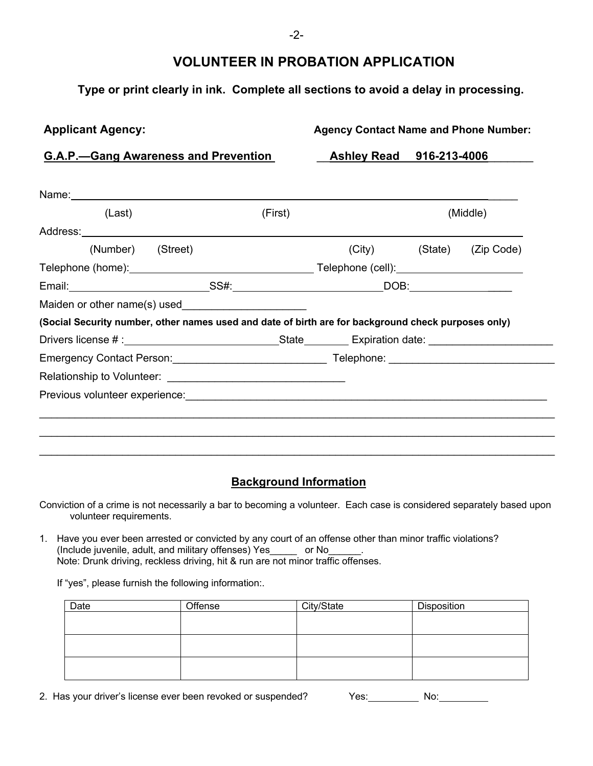# VOLUNTEER IN PROBATION APPLICATION

**Type or print clearly in ink. Complete all sections to avoid a delay in processing.**

**Applicant Agency:** **Agency Contact Name and Phone Number:**

**G.A.P.—Gang Awareness and Prevention** **Ashley Read 916-213-4006**

Name:______________________________________________________________________
(Last) (First) (Middle)

Address:____________________________________________________________________
(Number) (Street) (City) (State) (Zip Code)

Telephone (home):_______________________________ Telephone (cell):_____________________

Email:_______________________SS#:_________________________DOB:___________________

Maiden or other name(s) used____________________

**(Social Security number, other names used and date of birth are for background check purposes only)**

Drivers license # :_________________________State_______ Expiration date: ____________________

Emergency Contact Person:_________________________ Telephone: ___________________________

Relationship to Volunteer: _____________________________

Previous volunteer experience:_______________________________________________________________

_____________________________________________________________________________________

_____________________________________________________________________________________

_____________________________________________________________________________________

## Background Information

Conviction of a crime is not necessarily a bar to becoming a volunteer. Each case is considered separately based upon volunteer requirements.

1. Have you ever been arrested or convicted by any court of an offense other than minor traffic violations? (Include juvenile, adult, and military offenses) Yes_____ or No______.
   Note: Drunk driving, reckless driving, hit & run are not minor traffic offenses.

   If "yes", please furnish the following information:.

| Date | Offense | City/State | Disposition |
|---|---|---|---|
| | | | |
| | | | |
| | | | |

2. Has your driver's license ever been revoked or suspended? Yes:_________ No:_________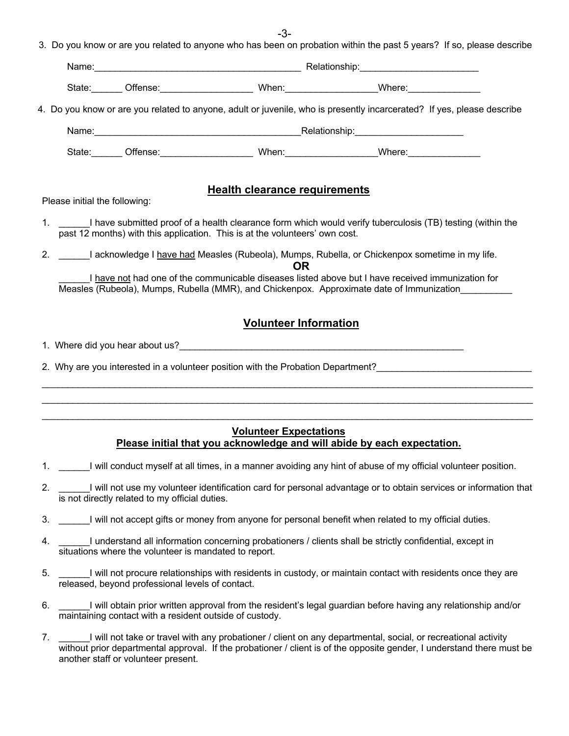3. Do you know or are you related to anyone who has been on probation within the past 5 years? If so, please describe

Name:_________________________________________ Relationship:_______________________

State:______ Offense:__________________ When:_________________Where:______________

4. Do you know or are you related to anyone, adult or juvenile, who is presently incarcerated? If yes, please describe

Name:________________________________________Relationship:_____________________

State:______ Offense:__________________ When:_________________Where:______________

## Health clearance requirements

Please initial the following:

1. ______I have submitted proof of a health clearance form which would verify tuberculosis (TB) testing (within the past 12 months) with this application. This is at the volunteers' own cost.

2. ______I acknowledge I have had Measles (Rubeola), Mumps, Rubella, or Chickenpox sometime in my life.

   **OR**

   ______I have not had one of the communicable diseases listed above but I have received immunization for Measles (Rubeola), Mumps, Rubella (MMR), and Chickenpox. Approximate date of Immunization__________

## Volunteer Information

1. Where did you hear about us?__________________________________________________________

2. Why are you interested in a volunteer position with the Probation Department?______________________________

___________________________________________________________________________________________

___________________________________________________________________________________________

___________________________________________________________________________________________

## Volunteer Expectations

**Please initial that you acknowledge and will abide by each expectation.**

1. ______I will conduct myself at all times, in a manner avoiding any hint of abuse of my official volunteer position.

2. ______I will not use my volunteer identification card for personal advantage or to obtain services or information that is not directly related to my official duties.

3. ______I will not accept gifts or money from anyone for personal benefit when related to my official duties.

4. ______I understand all information concerning probationers / clients shall be strictly confidential, except in situations where the volunteer is mandated to report.

5. ______I will not procure relationships with residents in custody, or maintain contact with residents once they are released, beyond professional levels of contact.

6. ______I will obtain prior written approval from the resident's legal guardian before having any relationship and/or maintaining contact with a resident outside of custody.

7. ______I will not take or travel with any probationer / client on any departmental, social, or recreational activity without prior departmental approval. If the probationer / client is of the opposite gender, I understand there must be another staff or volunteer present.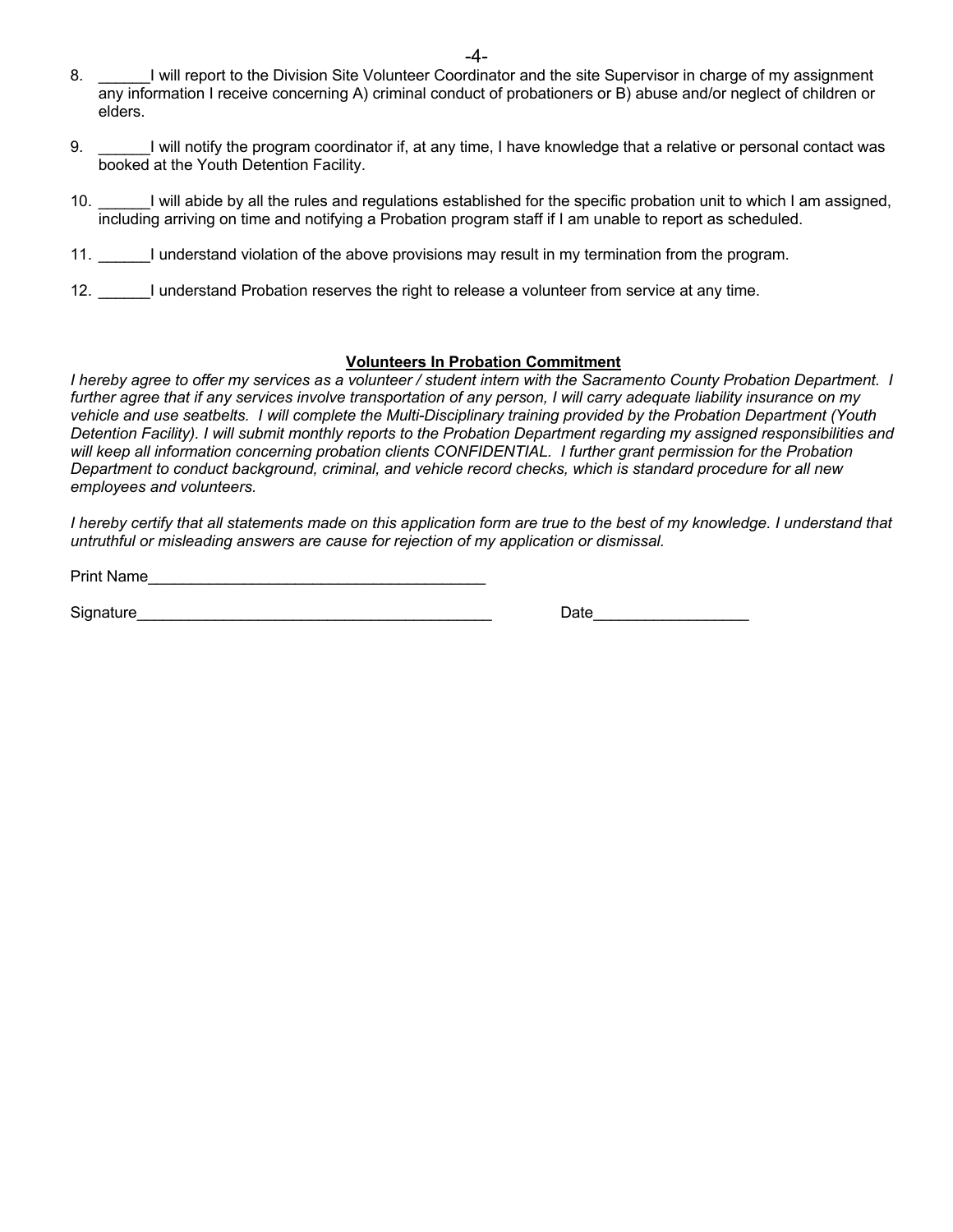8. ______I will report to the Division Site Volunteer Coordinator and the site Supervisor in charge of my assignment any information I receive concerning A) criminal conduct of probationers or B) abuse and/or neglect of children or elders.

9. ______I will notify the program coordinator if, at any time, I have knowledge that a relative or personal contact was booked at the Youth Detention Facility.

10. ______I will abide by all the rules and regulations established for the specific probation unit to which I am assigned, including arriving on time and notifying a Probation program staff if I am unable to report as scheduled.

11. ______I understand violation of the above provisions may result in my termination from the program.

12. ______I understand Probation reserves the right to release a volunteer from service at any time.

**Volunteers In Probation Commitment**

*I hereby agree to offer my services as a volunteer / student intern with the Sacramento County Probation Department. I further agree that if any services involve transportation of any person, I will carry adequate liability insurance on my vehicle and use seatbelts. I will complete the Multi-Disciplinary training provided by the Probation Department (Youth Detention Facility). I will submit monthly reports to the Probation Department regarding my assigned responsibilities and will keep all information concerning probation clients CONFIDENTIAL. I further grant permission for the Probation Department to conduct background, criminal, and vehicle record checks, which is standard procedure for all new employees and volunteers.*

*I hereby certify that all statements made on this application form are true to the best of my knowledge. I understand that untruthful or misleading answers are cause for rejection of my application or dismissal.*

Print Name_______________________________________

Signature__________________________________________ Date__________________